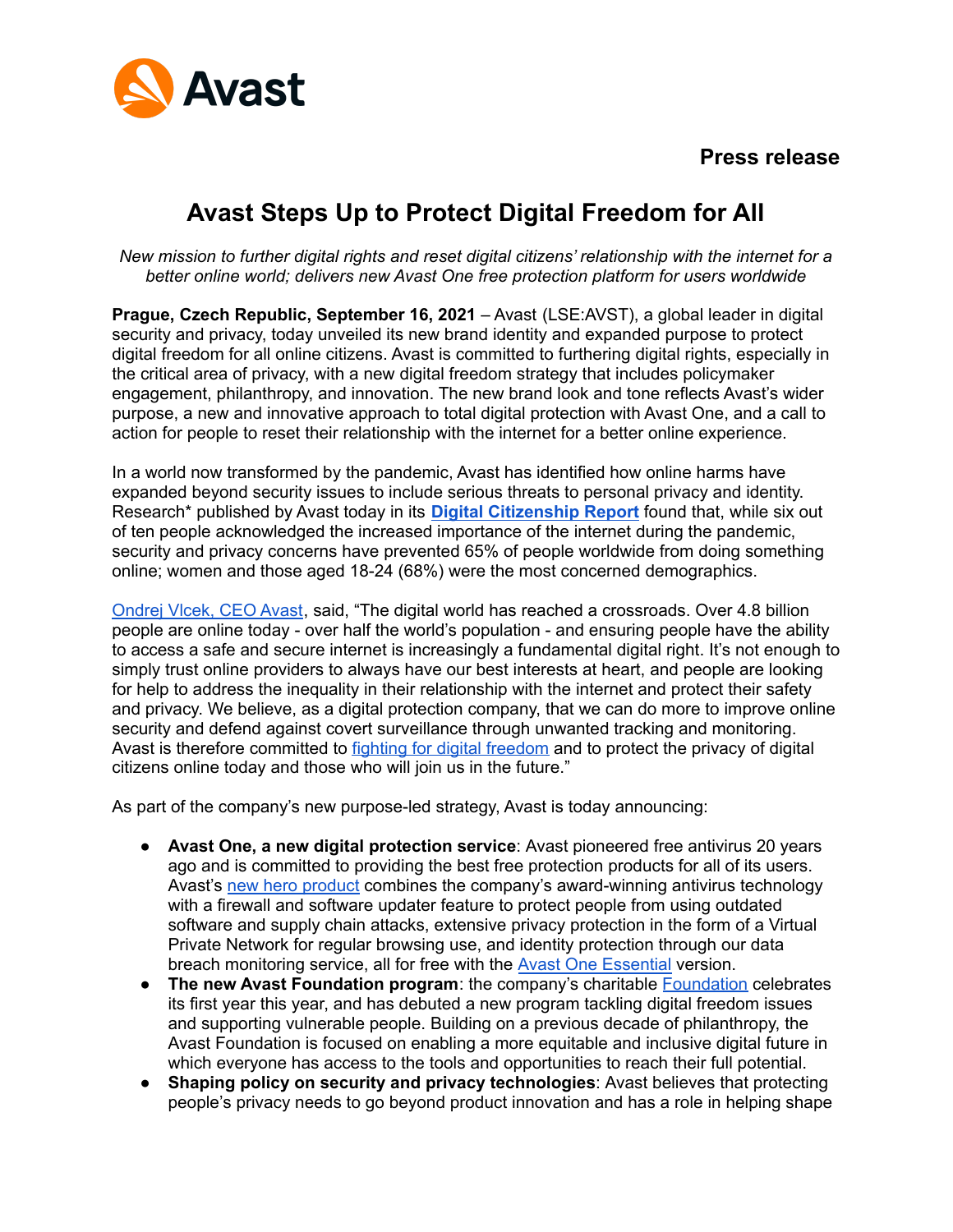Avast

**Press release**

# Avast Steps Up to Protect Digital Freedom for All

*New mission to further digital rights and reset digital citizens' relationship with the internet for a better online world; delivers new Avast One free protection platform for users worldwide*

**Prague, Czech Republic, September 16, 2021** – Avast (LSE:AVST), a global leader in digital security and privacy, today unveiled its new brand identity and expanded purpose to protect digital freedom for all online citizens. Avast is committed to furthering digital rights, especially in the critical area of privacy, with a new digital freedom strategy that includes policymaker engagement, philanthropy, and innovation. The new brand look and tone reflects Avast's wider purpose, a new and innovative approach to total digital protection with Avast One, and a call to action for people to reset their relationship with the internet for a better online experience.

In a world now transformed by the pandemic, Avast has identified how online harms have expanded beyond security issues to include serious threats to personal privacy and identity. Research* published by Avast today in its **Digital Citizenship Report** found that, while six out of ten people acknowledged the increased importance of the internet during the pandemic, security and privacy concerns have prevented 65% of people worldwide from doing something online; women and those aged 18-24 (68%) were the most concerned demographics.

Ondrej Vlcek, CEO Avast, said, "The digital world has reached a crossroads. Over 4.8 billion people are online today - over half the world's population - and ensuring people have the ability to access a safe and secure internet is increasingly a fundamental digital right. It's not enough to simply trust online providers to always have our best interests at heart, and people are looking for help to address the inequality in their relationship with the internet and protect their safety and privacy. We believe, as a digital protection company, that we can do more to improve online security and defend against covert surveillance through unwanted tracking and monitoring. Avast is therefore committed to fighting for digital freedom and to protect the privacy of digital citizens online today and those who will join us in the future."

As part of the company's new purpose-led strategy, Avast is today announcing:

- **Avast One, a new digital protection service**: Avast pioneered free antivirus 20 years ago and is committed to providing the best free protection products for all of its users. Avast's new hero product combines the company's award-winning antivirus technology with a firewall and software updater feature to protect people from using outdated software and supply chain attacks, extensive privacy protection in the form of a Virtual Private Network for regular browsing use, and identity protection through our data breach monitoring service, all for free with the Avast One Essential version.
- **The new Avast Foundation program**: the company's charitable Foundation celebrates its first year this year, and has debuted a new program tackling digital freedom issues and supporting vulnerable people. Building on a previous decade of philanthropy, the Avast Foundation is focused on enabling a more equitable and inclusive digital future in which everyone has access to the tools and opportunities to reach their full potential.
- **Shaping policy on security and privacy technologies**: Avast believes that protecting people's privacy needs to go beyond product innovation and has a role in helping shape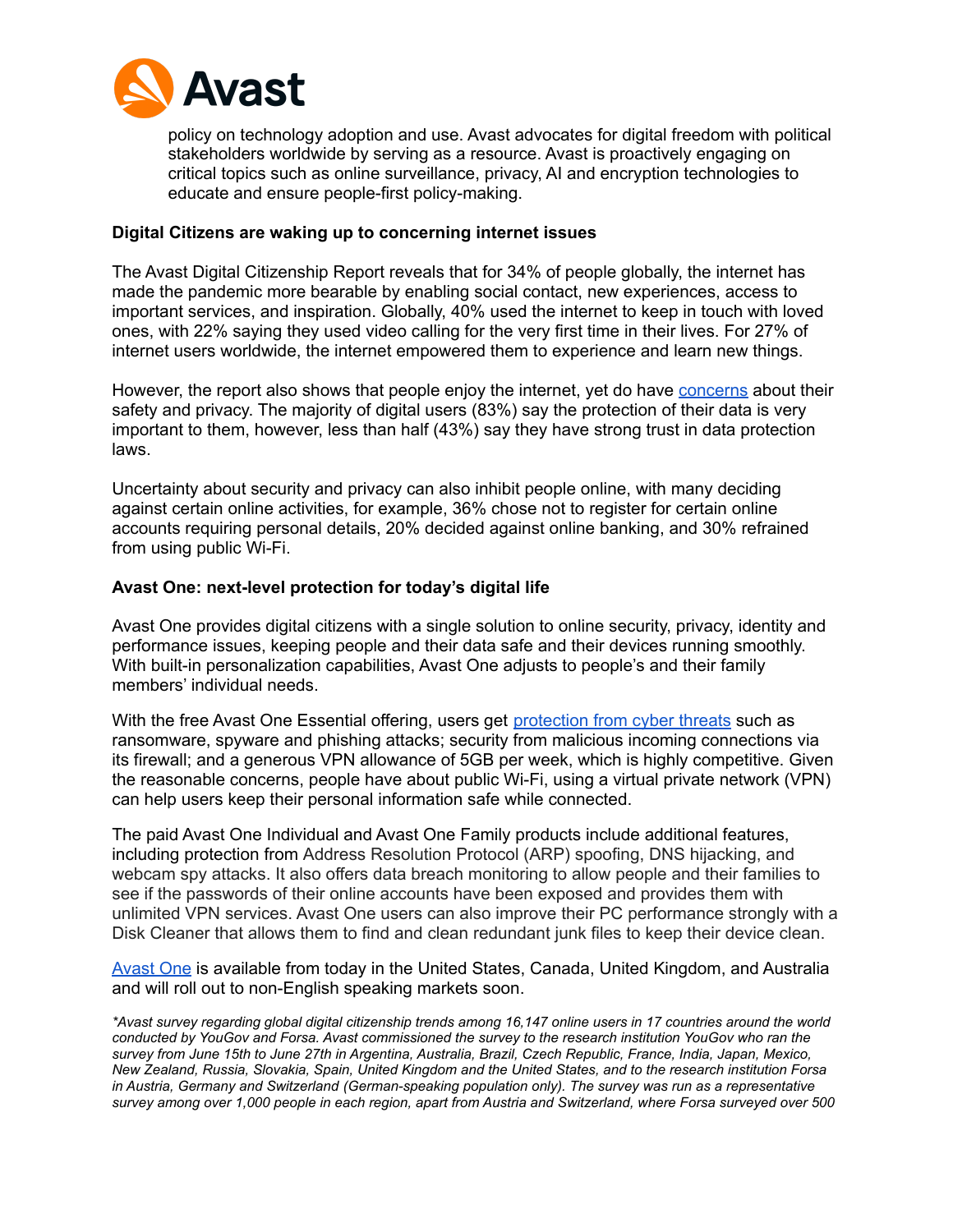policy on technology adoption and use. Avast advocates for digital freedom with political stakeholders worldwide by serving as a resource. Avast is proactively engaging on critical topics such as online surveillance, privacy, AI and encryption technologies to educate and ensure people-first policy-making.

**Digital Citizens are waking up to concerning internet issues**

The Avast Digital Citizenship Report reveals that for 34% of people globally, the internet has made the pandemic more bearable by enabling social contact, new experiences, access to important services, and inspiration. Globally, 40% used the internet to keep in touch with loved ones, with 22% saying they used video calling for the very first time in their lives. For 27% of internet users worldwide, the internet empowered them to experience and learn new things.

However, the report also shows that people enjoy the internet, yet do have concerns about their safety and privacy. The majority of digital users (83%) say the protection of their data is very important to them, however, less than half (43%) say they have strong trust in data protection laws.

Uncertainty about security and privacy can also inhibit people online, with many deciding against certain online activities, for example, 36% chose not to register for certain online accounts requiring personal details, 20% decided against online banking, and 30% refrained from using public Wi-Fi.

**Avast One: next-level protection for today's digital life**

Avast One provides digital citizens with a single solution to online security, privacy, identity and performance issues, keeping people and their data safe and their devices running smoothly. With built-in personalization capabilities, Avast One adjusts to people's and their family members' individual needs.

With the free Avast One Essential offering, users get protection from cyber threats such as ransomware, spyware and phishing attacks; security from malicious incoming connections via its firewall; and a generous VPN allowance of 5GB per week, which is highly competitive. Given the reasonable concerns, people have about public Wi-Fi, using a virtual private network (VPN) can help users keep their personal information safe while connected.

The paid Avast One Individual and Avast One Family products include additional features, including protection from Address Resolution Protocol (ARP) spoofing, DNS hijacking, and webcam spy attacks. It also offers data breach monitoring to allow people and their families to see if the passwords of their online accounts have been exposed and provides them with unlimited VPN services. Avast One users can also improve their PC performance strongly with a Disk Cleaner that allows them to find and clean redundant junk files to keep their device clean.

Avast One is available from today in the United States, Canada, United Kingdom, and Australia and will roll out to non-English speaking markets soon.

*\*Avast survey regarding global digital citizenship trends among 16,147 online users in 17 countries around the world conducted by YouGov and Forsa. Avast commissioned the survey to the research institution YouGov who ran the survey from June 15th to June 27th in Argentina, Australia, Brazil, Czech Republic, France, India, Japan, Mexico, New Zealand, Russia, Slovakia, Spain, United Kingdom and the United States, and to the research institution Forsa in Austria, Germany and Switzerland (German-speaking population only). The survey was run as a representative survey among over 1,000 people in each region, apart from Austria and Switzerland, where Forsa surveyed over 500*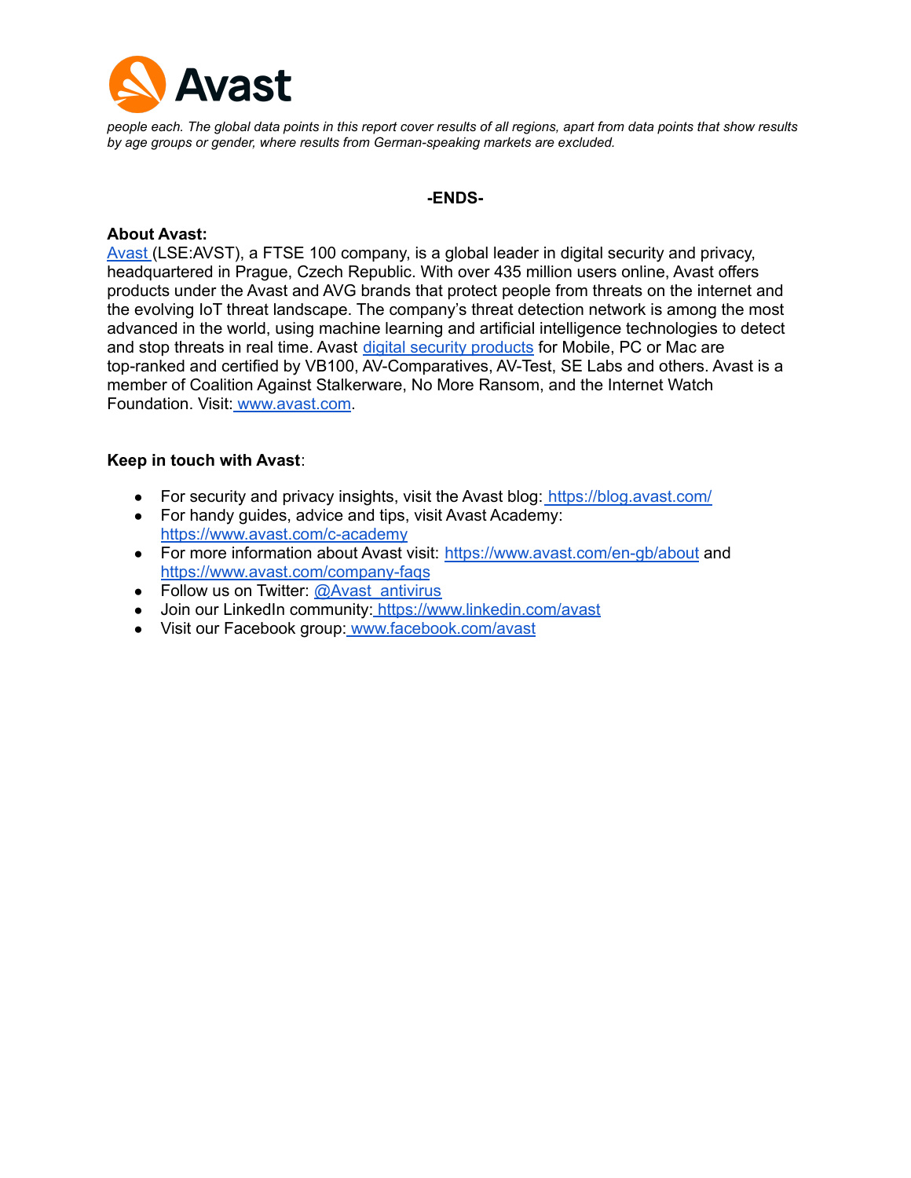*people each. The global data points in this report cover results of all regions, apart from data points that show results by age groups or gender, where results from German-speaking markets are excluded.*

**-ENDS-**

**About Avast:**

Avast (LSE:AVST), a FTSE 100 company, is a global leader in digital security and privacy, headquartered in Prague, Czech Republic. With over 435 million users online, Avast offers products under the Avast and AVG brands that protect people from threats on the internet and the evolving IoT threat landscape. The company's threat detection network is among the most advanced in the world, using machine learning and artificial intelligence technologies to detect and stop threats in real time. Avast digital security products for Mobile, PC or Mac are top-ranked and certified by VB100, AV-Comparatives, AV-Test, SE Labs and others. Avast is a member of Coalition Against Stalkerware, No More Ransom, and the Internet Watch Foundation. Visit: www.avast.com.

**Keep in touch with Avast**:

- For security and privacy insights, visit the Avast blog: https://blog.avast.com/
- For handy guides, advice and tips, visit Avast Academy: https://www.avast.com/c-academy
- For more information about Avast visit: https://www.avast.com/en-gb/about and https://www.avast.com/company-faqs
- Follow us on Twitter: @Avast_antivirus
- Join our LinkedIn community: https://www.linkedin.com/avast
- Visit our Facebook group: www.facebook.com/avast